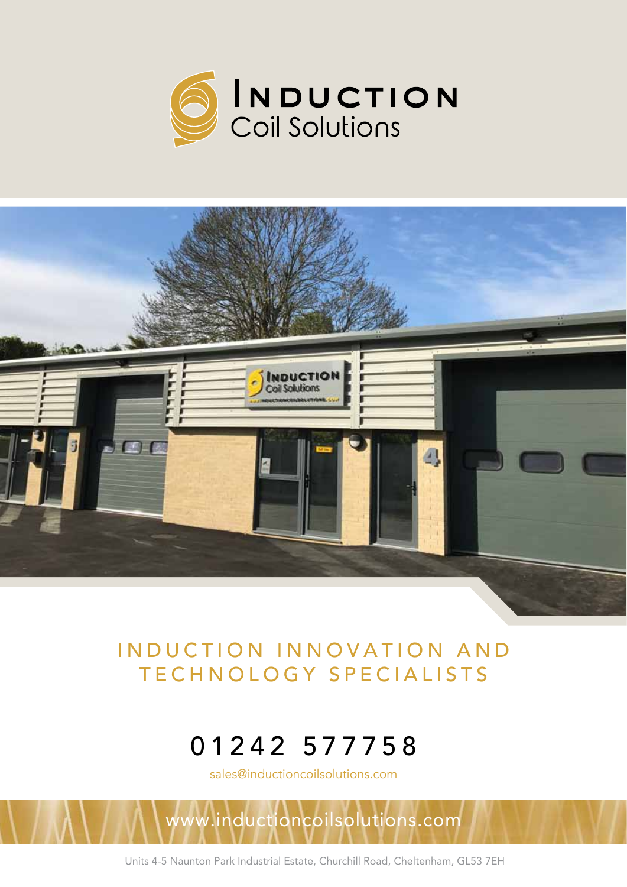# Induction Coil Solutions

## INDUCTION INNOVATION AND TECHNOLOGY SPECIALISTS

01242 577758

sales@inductioncoilsolutions.com

www.inductioncoilsolutions.com

Units 4-5 Naunton Park Industrial Estate, Churchill Road, Cheltenham, GL53 7EH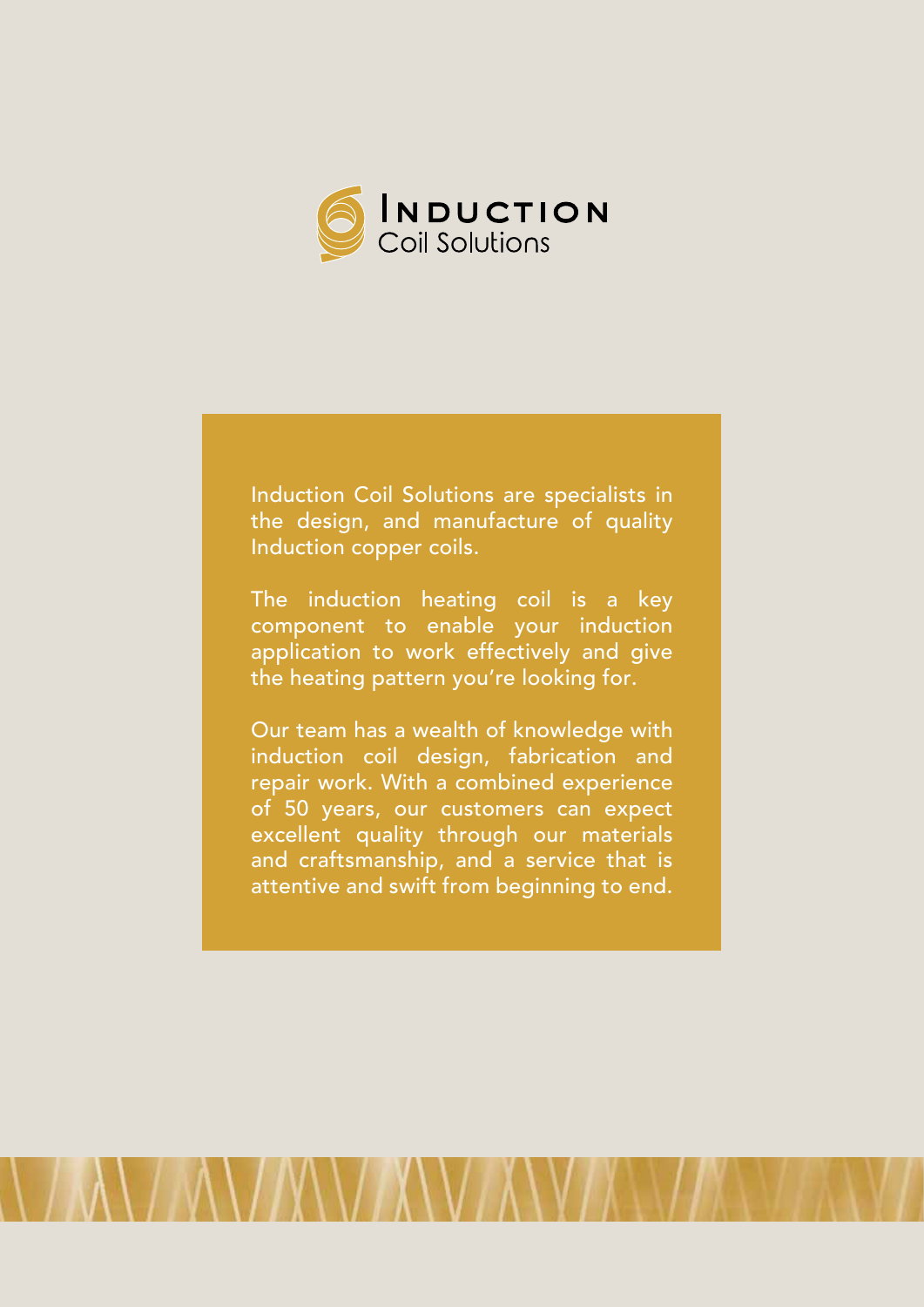# INDUCTION
Coil Solutions

Induction Coil Solutions are specialists in the design, and manufacture of quality Induction copper coils.

The induction heating coil is a key component to enable your induction application to work effectively and give the heating pattern you're looking for.

Our team has a wealth of knowledge with induction coil design, fabrication and repair work. With a combined experience of 50 years, our customers can expect excellent quality through our materials and craftsmanship, and a service that is attentive and swift from beginning to end.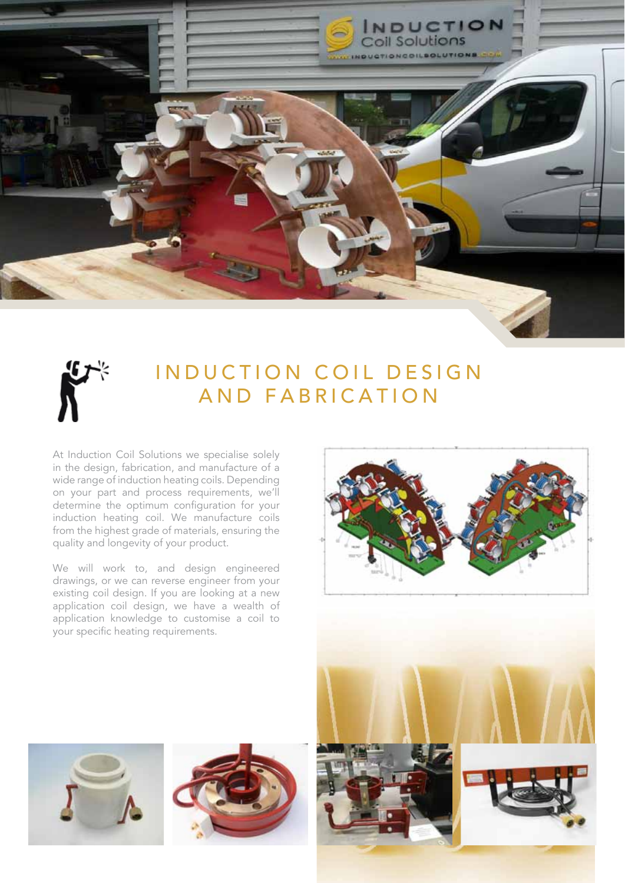# INDUCTION COIL DESIGN AND FABRICATION

At Induction Coil Solutions we specialise solely in the design, fabrication, and manufacture of a wide range of induction heating coils. Depending on your part and process requirements, we'll determine the optimum configuration for your induction heating coil. We manufacture coils from the highest grade of materials, ensuring the quality and longevity of your product.

We will work to, and design engineered drawings, or we can reverse engineer from your existing coil design. If you are looking at a new application coil design, we have a wealth of application knowledge to customise a coil to your specific heating requirements.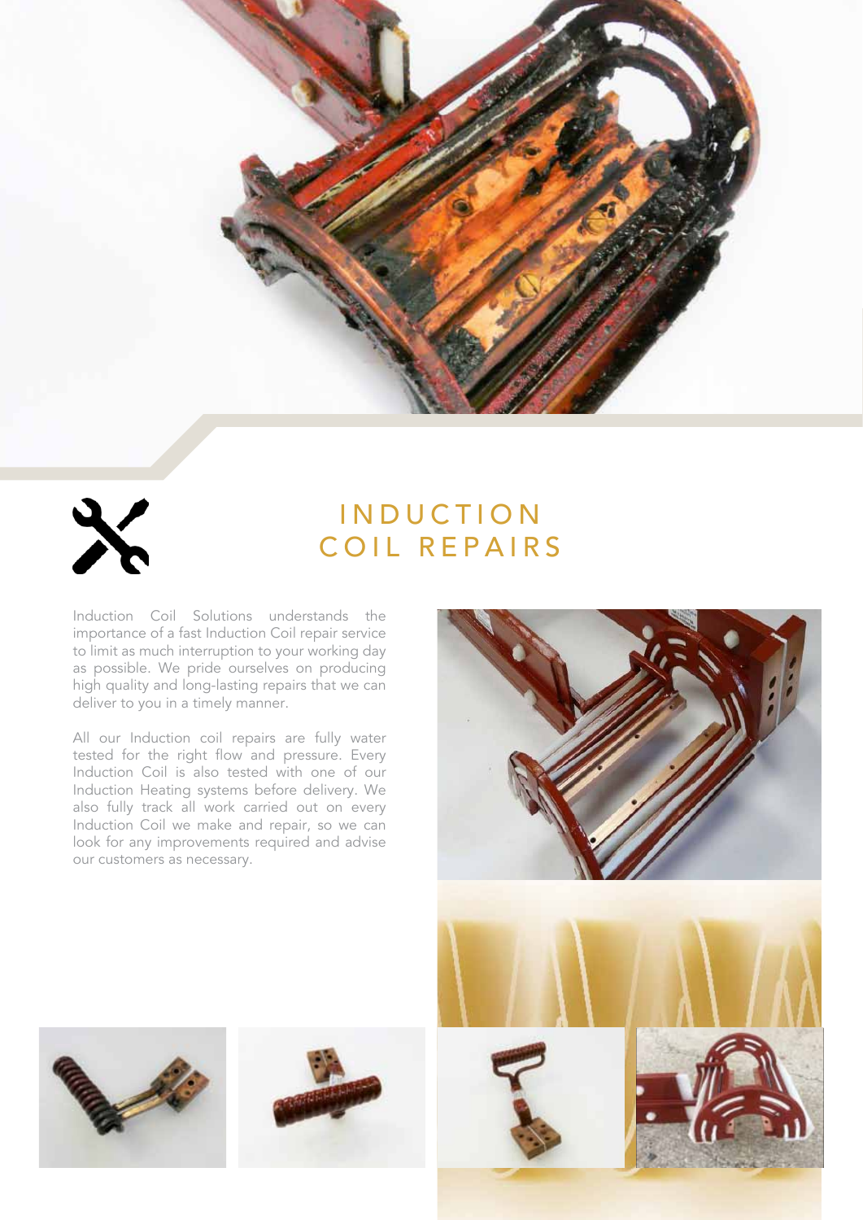# INDUCTION COIL REPAIRS

Induction Coil Solutions understands the importance of a fast Induction Coil repair service to limit as much interruption to your working day as possible. We pride ourselves on producing high quality and long-lasting repairs that we can deliver to you in a timely manner.

All our Induction coil repairs are fully water tested for the right flow and pressure. Every Induction Coil is also tested with one of our Induction Heating systems before delivery. We also fully track all work carried out on every Induction Coil we make and repair, so we can look for any improvements required and advise our customers as necessary.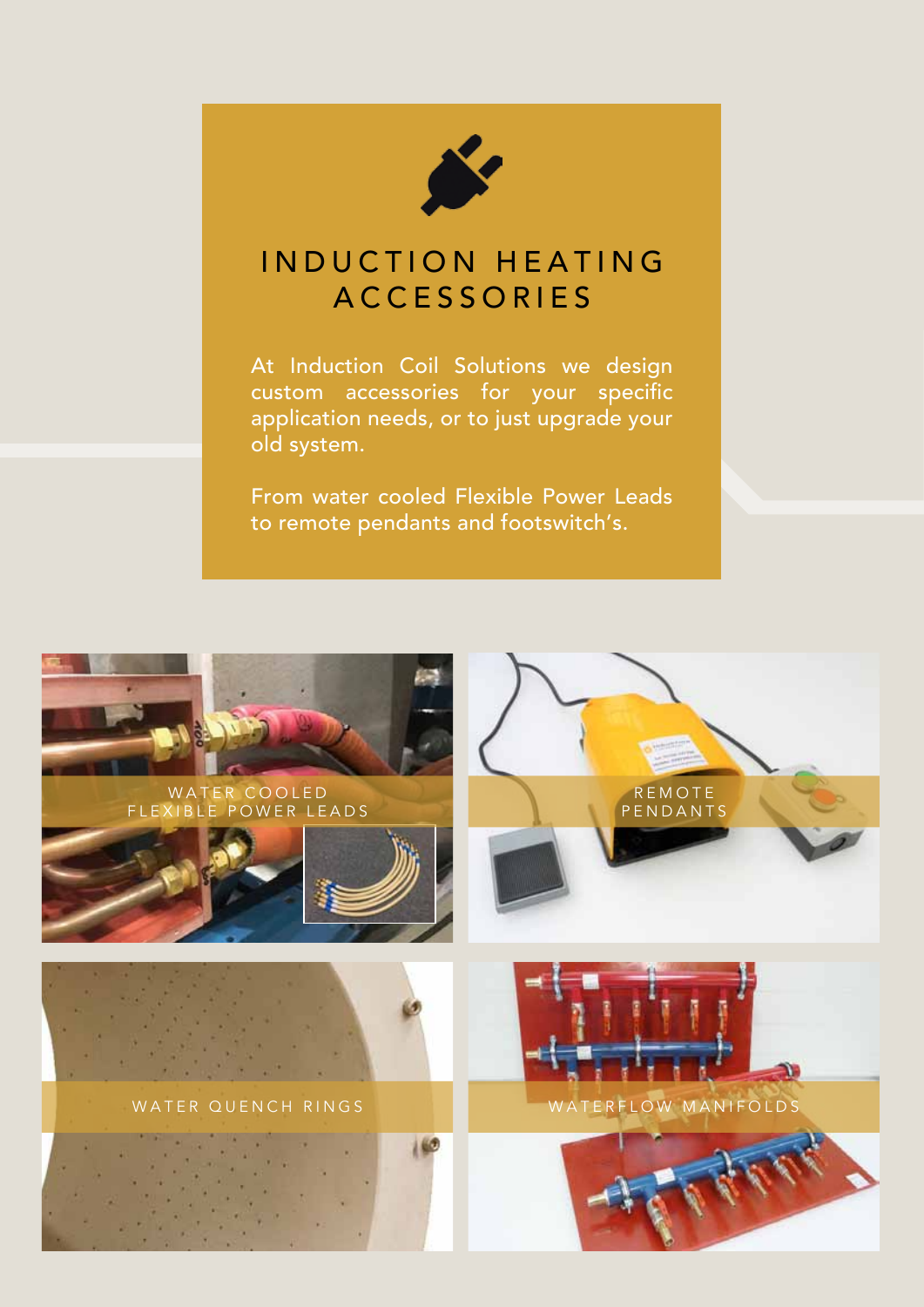# INDUCTION HEATING ACCESSORIES

At Induction Coil Solutions we design custom accessories for your specific application needs, or to just upgrade your old system.

From water cooled Flexible Power Leads to remote pendants and footswitch's.

WATER COOLED FLEXIBLE POWER LEADS

REMOTE PENDANTS

WATER QUENCH RINGS

WATERFLOW MANIFOLDS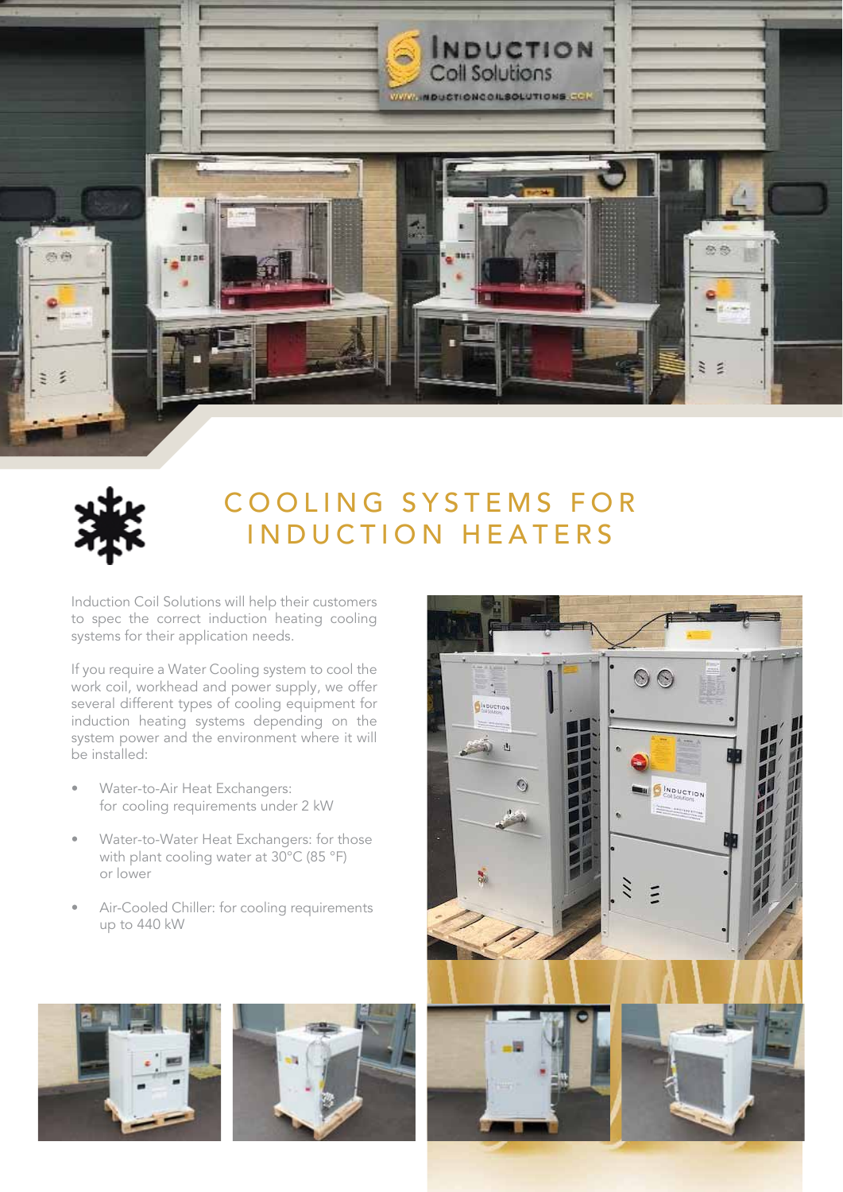# COOLING SYSTEMS FOR INDUCTION HEATERS

Induction Coil Solutions will help their customers to spec the correct induction heating cooling systems for their application needs.

If you require a Water Cooling system to cool the work coil, workhead and power supply, we offer several different types of cooling equipment for induction heating systems depending on the system power and the environment where it will be installed:

- Water-to-Air Heat Exchangers: for cooling requirements under 2 kW
- Water-to-Water Heat Exchangers: for those with plant cooling water at 30°C (85 °F) or lower
- Air-Cooled Chiller: for cooling requirements up to 440 kW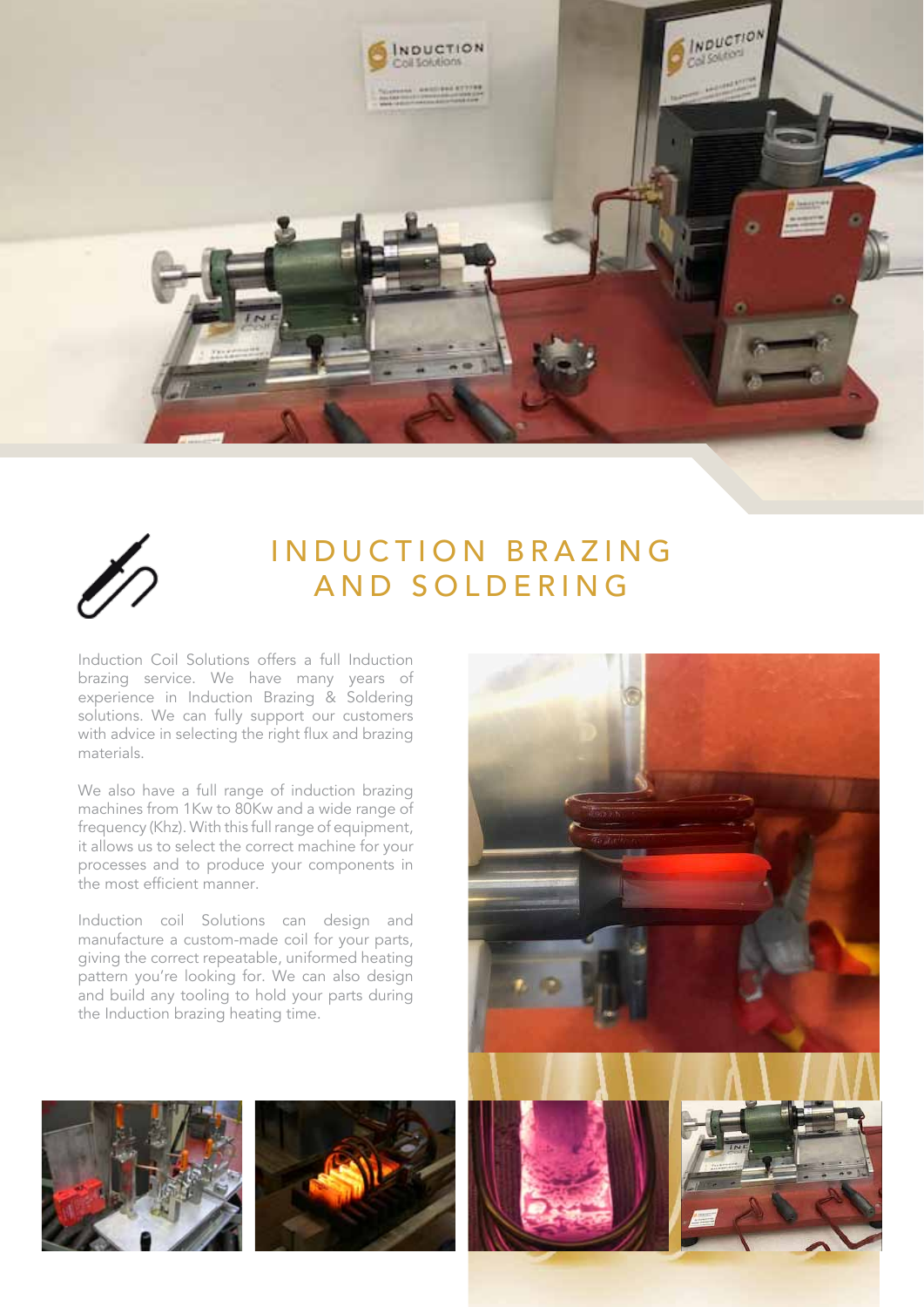# INDUCTION BRAZING AND SOLDERING

Induction Coil Solutions offers a full Induction brazing service. We have many years of experience in Induction Brazing & Soldering solutions. We can fully support our customers with advice in selecting the right flux and brazing materials.

We also have a full range of induction brazing machines from 1Kw to 80Kw and a wide range of frequency (Khz). With this full range of equipment, it allows us to select the correct machine for your processes and to produce your components in the most efficient manner.

Induction coil Solutions can design and manufacture a custom-made coil for your parts, giving the correct repeatable, uniformed heating pattern you're looking for. We can also design and build any tooling to hold your parts during the Induction brazing heating time.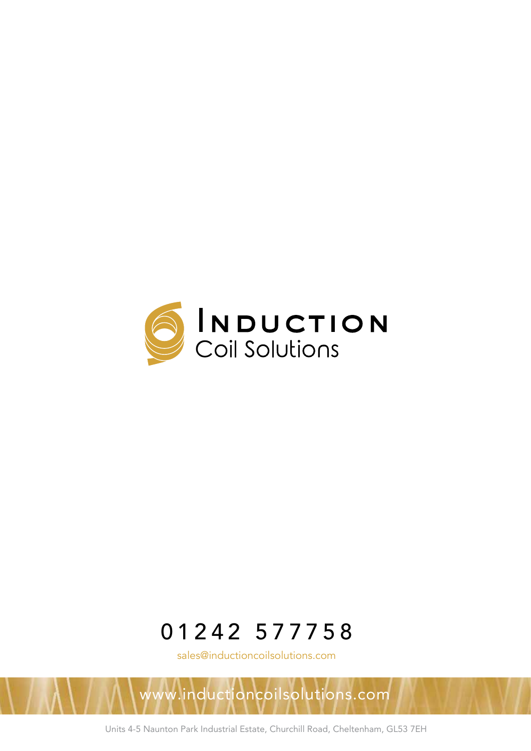Induction
Coil Solutions

01242 577758

sales@inductioncoilsolutions.com

www.inductioncoilsolutions.com

Units 4-5 Naunton Park Industrial Estate, Churchill Road, Cheltenham, GL53 7EH